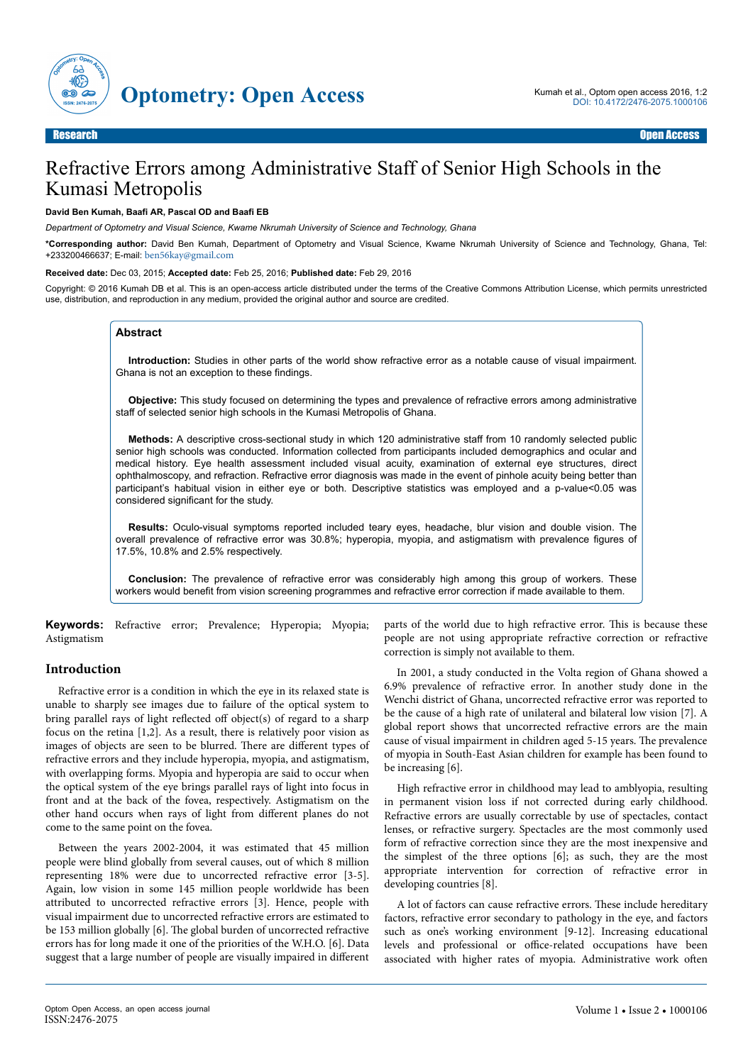Research | Open Access

# Refractive Errors among Administrative Staff of Senior High Schools in the Kumasi Metropolis

**David Ben Kumah, Baafi AR, Pascal OD and Baafi EB**

*Department of Optometry and Visual Science, Kwame Nkrumah University of Science and Technology, Ghana*

**\*Corresponding author:** David Ben Kumah, Department of Optometry and Visual Science, Kwame Nkrumah University of Science and Technology, Ghana, Tel: +233200466637; E-mail: ben56kay@gmail.com

**Received date:** Dec 03, 2015; **Accepted date:** Feb 25, 2016; **Published date:** Feb 29, 2016

Copyright: © 2016 Kumah DB et al. This is an open-access article distributed under the terms of the Creative Commons Attribution License, which permits unrestricted use, distribution, and reproduction in any medium, provided the original author and source are credited.

## Abstract

**Introduction:** Studies in other parts of the world show refractive error as a notable cause of visual impairment. Ghana is not an exception to these findings.

**Objective:** This study focused on determining the types and prevalence of refractive errors among administrative staff of selected senior high schools in the Kumasi Metropolis of Ghana.

**Methods:** A descriptive cross-sectional study in which 120 administrative staff from 10 randomly selected public senior high schools was conducted. Information collected from participants included demographics and ocular and medical history. Eye health assessment included visual acuity, examination of external eye structures, direct ophthalmoscopy, and refraction. Refractive error diagnosis was made in the event of pinhole acuity being better than participant's habitual vision in either eye or both. Descriptive statistics was employed and a p-value<0.05 was considered significant for the study.

**Results:** Oculo-visual symptoms reported included teary eyes, headache, blur vision and double vision. The overall prevalence of refractive error was 30.8%; hyperopia, myopia, and astigmatism with prevalence figures of 17.5%, 10.8% and 2.5% respectively.

**Conclusion:** The prevalence of refractive error was considerably high among this group of workers. These workers would benefit from vision screening programmes and refractive error correction if made available to them.

**Keywords:** Refractive error; Prevalence; Hyperopia; Myopia; Astigmatism

## Introduction

Refractive error is a condition in which the eye in its relaxed state is unable to sharply see images due to failure of the optical system to bring parallel rays of light reflected off object(s) of regard to a sharp focus on the retina [1,2]. As a result, there is relatively poor vision as images of objects are seen to be blurred. There are different types of refractive errors and they include hyperopia, myopia, and astigmatism, with overlapping forms. Myopia and hyperopia are said to occur when the optical system of the eye brings parallel rays of light into focus in front and at the back of the fovea, respectively. Astigmatism on the other hand occurs when rays of light from different planes do not come to the same point on the fovea.

Between the years 2002-2004, it was estimated that 45 million people were blind globally from several causes, out of which 8 million representing 18% were due to uncorrected refractive error [3-5]. Again, low vision in some 145 million people worldwide has been attributed to uncorrected refractive errors [3]. Hence, people with visual impairment due to uncorrected refractive errors are estimated to be 153 million globally [6]. The global burden of uncorrected refractive errors has for long made it one of the priorities of the W.H.O. [6]. Data suggest that a large number of people are visually impaired in different parts of the world due to high refractive error. This is because these people are not using appropriate refractive correction or refractive correction is simply not available to them.

In 2001, a study conducted in the Volta region of Ghana showed a 6.9% prevalence of refractive error. In another study done in the Wenchi district of Ghana, uncorrected refractive error was reported to be the cause of a high rate of unilateral and bilateral low vision [7]. A global report shows that uncorrected refractive errors are the main cause of visual impairment in children aged 5-15 years. The prevalence of myopia in South-East Asian children for example has been found to be increasing [6].

High refractive error in childhood may lead to amblyopia, resulting in permanent vision loss if not corrected during early childhood. Refractive errors are usually correctable by use of spectacles, contact lenses, or refractive surgery. Spectacles are the most commonly used form of refractive correction since they are the most inexpensive and the simplest of the three options [6]; as such, they are the most appropriate intervention for correction of refractive error in developing countries [8].

A lot of factors can cause refractive errors. These include hereditary factors, refractive error secondary to pathology in the eye, and factors such as one's working environment [9-12]. Increasing educational levels and professional or office-related occupations have been associated with higher rates of myopia. Administrative work often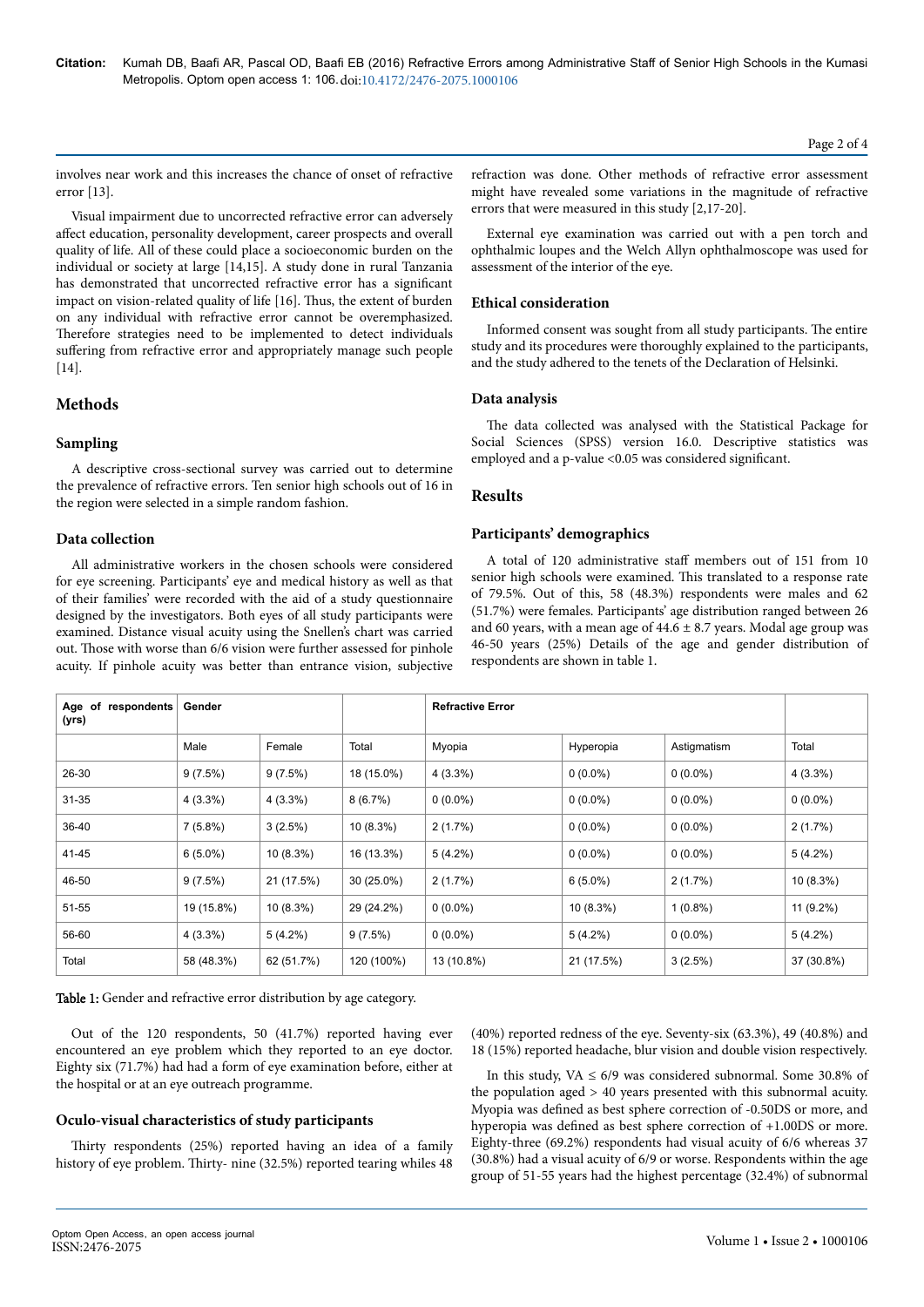involves near work and this increases the chance of onset of refractive error [13].

Visual impairment due to uncorrected refractive error can adversely affect education, personality development, career prospects and overall quality of life. All of these could place a socioeconomic burden on the individual or society at large [14,15]. A study done in rural Tanzania has demonstrated that uncorrected refractive error has a significant impact on vision-related quality of life [16]. Thus, the extent of burden on any individual with refractive error cannot be overemphasized. Therefore strategies need to be implemented to detect individuals suffering from refractive error and appropriately manage such people [14].

## Methods

### Sampling

A descriptive cross-sectional survey was carried out to determine the prevalence of refractive errors. Ten senior high schools out of 16 in the region were selected in a simple random fashion.

### Data collection

All administrative workers in the chosen schools were considered for eye screening. Participants' eye and medical history as well as that of their families' were recorded with the aid of a study questionnaire designed by the investigators. Both eyes of all study participants were examined. Distance visual acuity using the Snellen's chart was carried out. Those with worse than 6/6 vision were further assessed for pinhole acuity. If pinhole acuity was better than entrance vision, subjective refraction was done. Other methods of refractive error assessment might have revealed some variations in the magnitude of refractive errors that were measured in this study [2,17-20].

External eye examination was carried out with a pen torch and ophthalmic loupes and the Welch Allyn ophthalmoscope was used for assessment of the interior of the eye.

### Ethical consideration

Informed consent was sought from all study participants. The entire study and its procedures were thoroughly explained to the participants, and the study adhered to the tenets of the Declaration of Helsinki.

### Data analysis

The data collected was analysed with the Statistical Package for Social Sciences (SPSS) version 16.0. Descriptive statistics was employed and a p-value <0.05 was considered significant.

## Results

### Participants' demographics

A total of 120 administrative staff members out of 151 from 10 senior high schools were examined. This translated to a response rate of 79.5%. Out of this, 58 (48.3%) respondents were males and 62 (51.7%) were females. Participants' age distribution ranged between 26 and 60 years, with a mean age of 44.6 ± 8.7 years. Modal age group was 46-50 years (25%) Details of the age and gender distribution of respondents are shown in table 1.

| Age of respondents (yrs) | Gender | | | Refractive Error | | | |
|---|---|---|---|---|---|---|---|
| | Male | Female | Total | Myopia | Hyperopia | Astigmatism | Total |
| 26-30 | 9 (7.5%) | 9 (7.5%) | 18 (15.0%) | 4 (3.3%) | 0 (0.0%) | 0 (0.0%) | 4 (3.3%) |
| 31-35 | 4 (3.3%) | 4 (3.3%) | 8 (6.7%) | 0 (0.0%) | 0 (0.0%) | 0 (0.0%) | 0 (0.0%) |
| 36-40 | 7 (5.8%) | 3 (2.5%) | 10 (8.3%) | 2 (1.7%) | 0 (0.0%) | 0 (0.0%) | 2 (1.7%) |
| 41-45 | 6 (5.0%) | 10 (8.3%) | 16 (13.3%) | 5 (4.2%) | 0 (0.0%) | 0 (0.0%) | 5 (4.2%) |
| 46-50 | 9 (7.5%) | 21 (17.5%) | 30 (25.0%) | 2 (1.7%) | 6 (5.0%) | 2 (1.7%) | 10 (8.3%) |
| 51-55 | 19 (15.8%) | 10 (8.3%) | 29 (24.2%) | 0 (0.0%) | 10 (8.3%) | 1 (0.8%) | 11 (9.2%) |
| 56-60 | 4 (3.3%) | 5 (4.2%) | 9 (7.5%) | 0 (0.0%) | 5 (4.2%) | 0 (0.0%) | 5 (4.2%) |
| Total | 58 (48.3%) | 62 (51.7%) | 120 (100%) | 13 (10.8%) | 21 (17.5%) | 3 (2.5%) | 37 (30.8%) |

**Table 1:** Gender and refractive error distribution by age category.

Out of the 120 respondents, 50 (41.7%) reported having ever encountered an eye problem which they reported to an eye doctor. Eighty six (71.7%) had had a form of eye examination before, either at the hospital or at an eye outreach programme.

### Oculo-visual characteristics of study participants

Thirty respondents (25%) reported having an idea of a family history of eye problem. Thirty- nine (32.5%) reported tearing whiles 48 (40%) reported redness of the eye. Seventy-six (63.3%), 49 (40.8%) and 18 (15%) reported headache, blur vision and double vision respectively.

In this study, VA ≤ 6/9 was considered subnormal. Some 30.8% of the population aged > 40 years presented with this subnormal acuity. Myopia was defined as best sphere correction of -0.50DS or more, and hyperopia was defined as best sphere correction of +1.00DS or more. Eighty-three (69.2%) respondents had visual acuity of 6/6 whereas 37 (30.8%) had a visual acuity of 6/9 or worse. Respondents within the age group of 51-55 years had the highest percentage (32.4%) of subnormal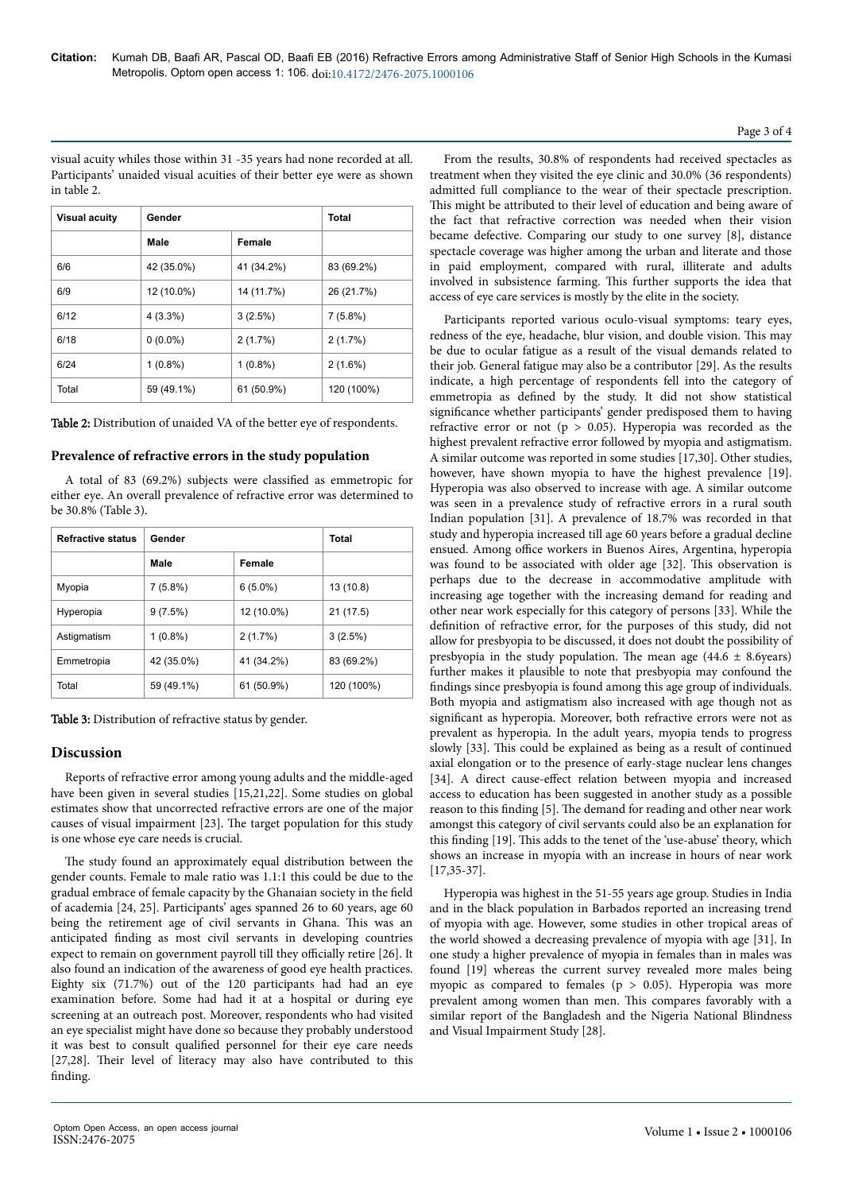visual acuity whiles those within 31 -35 years had none recorded at all. Participants' unaided visual acuities of their better eye were as shown in table 2.

| Visual acuity | Gender | | Total |
|---|---|---|---|
| | Male | Female | |
| 6/6 | 42 (35.0%) | 41 (34.2%) | 83 (69.2%) |
| 6/9 | 12 (10.0%) | 14 (11.7%) | 26 (21.7%) |
| 6/12 | 4 (3.3%) | 3 (2.5%) | 7 (5.8%) |
| 6/18 | 0 (0.0%) | 2 (1.7%) | 2 (1.7%) |
| 6/24 | 1 (0.8%) | 1 (0.8%) | 2 (1.6%) |
| Total | 59 (49.1%) | 61 (50.9%) | 120 (100%) |

**Table 2:** Distribution of unaided VA of the better eye of respondents.

### Prevalence of refractive errors in the study population

A total of 83 (69.2%) subjects were classified as emmetropic for either eye. An overall prevalence of refractive error was determined to be 30.8% (Table 3).

| Refractive status | Gender | | Total |
|---|---|---|---|
| | Male | Female | |
| Myopia | 7 (5.8%) | 6 (5.0%) | 13 (10.8) |
| Hyperopia | 9 (7.5%) | 12 (10.0%) | 21 (17.5) |
| Astigmatism | 1 (0.8%) | 2 (1.7%) | 3 (2.5%) |
| Emmetropia | 42 (35.0%) | 41 (34.2%) | 83 (69.2%) |
| Total | 59 (49.1%) | 61 (50.9%) | 120 (100%) |

**Table 3:** Distribution of refractive status by gender.

## Discussion

Reports of refractive error among young adults and the middle-aged have been given in several studies [15,21,22]. Some studies on global estimates show that uncorrected refractive errors are one of the major causes of visual impairment [23]. The target population for this study is one whose eye care needs is crucial.

The study found an approximately equal distribution between the gender counts. Female to male ratio was 1.1:1 this could be due to the gradual embrace of female capacity by the Ghanaian society in the field of academia [24, 25]. Participants' ages spanned 26 to 60 years, age 60 being the retirement age of civil servants in Ghana. This was an anticipated finding as most civil servants in developing countries expect to remain on government payroll till they officially retire [26]. It also found an indication of the awareness of good eye health practices. Eighty six (71.7%) out of the 120 participants had had an eye examination before. Some had had it at a hospital or during eye screening at an outreach post. Moreover, respondents who had visited an eye specialist might have done so because they probably understood it was best to consult qualified personnel for their eye care needs [27,28]. Their level of literacy may also have contributed to this finding.

From the results, 30.8% of respondents had received spectacles as treatment when they visited the eye clinic and 30.0% (36 respondents) admitted full compliance to the wear of their spectacle prescription. This might be attributed to their level of education and being aware of the fact that refractive correction was needed when their vision became defective. Comparing our study to one survey [8], distance spectacle coverage was higher among the urban and literate and those in paid employment, compared with rural, illiterate and adults involved in subsistence farming. This further supports the idea that access of eye care services is mostly by the elite in the society.

Participants reported various oculo-visual symptoms: teary eyes, redness of the eye, headache, blur vision, and double vision. This may be due to ocular fatigue as a result of the visual demands related to their job. General fatigue may also be a contributor [29]. As the results indicate, a high percentage of respondents fell into the category of emmetropia as defined by the study. It did not show statistical significance whether participants' gender predisposed them to having refractive error or not ($p > 0.05$). Hyperopia was recorded as the highest prevalent refractive error followed by myopia and astigmatism. A similar outcome was reported in some studies [17,30]. Other studies, however, have shown myopia to have the highest prevalence [19]. Hyperopia was also observed to increase with age. A similar outcome was seen in a prevalence study of refractive errors in a rural south Indian population [31]. A prevalence of 18.7% was recorded in that study and hyperopia increased till age 60 years before a gradual decline ensued. Among office workers in Buenos Aires, Argentina, hyperopia was found to be associated with older age [32]. This observation is perhaps due to the decrease in accommodative amplitude with increasing age together with the increasing demand for reading and other near work especially for this category of persons [33]. While the definition of refractive error, for the purposes of this study, did not allow for presbyopia to be discussed, it does not doubt the possibility of presbyopia in the study population. The mean age ($44.6 \pm 8.6$years) further makes it plausible to note that presbyopia may confound the findings since presbyopia is found among this age group of individuals. Both myopia and astigmatism also increased with age though not as significant as hyperopia. Moreover, both refractive errors were not as prevalent as hyperopia. In the adult years, myopia tends to progress slowly [33]. This could be explained as being as a result of continued axial elongation or to the presence of early-stage nuclear lens changes [34]. A direct cause-effect relation between myopia and increased access to education has been suggested in another study as a possible reason to this finding [5]. The demand for reading and other near work amongst this category of civil servants could also be an explanation for this finding [19]. This adds to the tenet of the 'use-abuse' theory, which shows an increase in myopia with an increase in hours of near work [17,35-37].

Hyperopia was highest in the 51-55 years age group. Studies in India and in the black population in Barbados reported an increasing trend of myopia with age. However, some studies in other tropical areas of the world showed a decreasing prevalence of myopia with age [31]. In one study a higher prevalence of myopia in females than in males was found [19] whereas the current survey revealed more males being myopic as compared to females ($p > 0.05$). Hyperopia was more prevalent among women than men. This compares favorably with a similar report of the Bangladesh and the Nigeria National Blindness and Visual Impairment Study [28].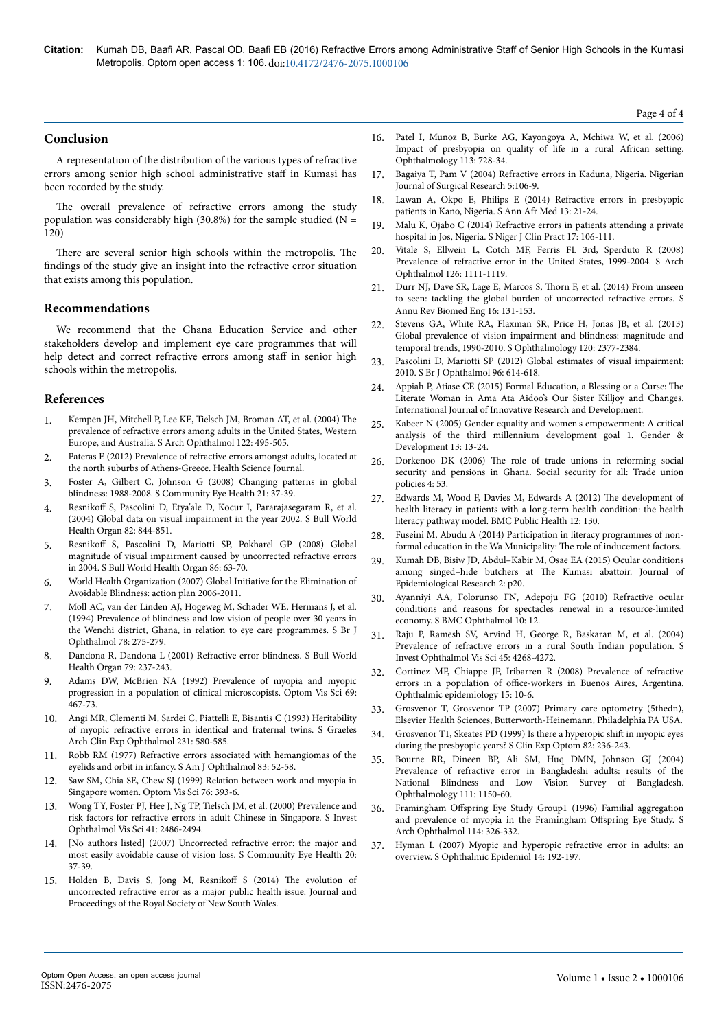## Conclusion

A representation of the distribution of the various types of refractive errors among senior high school administrative staff in Kumasi has been recorded by the study.

The overall prevalence of refractive errors among the study population was considerably high (30.8%) for the sample studied (N = 120)

There are several senior high schools within the metropolis. The findings of the study give an insight into the refractive error situation that exists among this population.

## Recommendations

We recommend that the Ghana Education Service and other stakeholders develop and implement eye care programmes that will help detect and correct refractive errors among staff in senior high schools within the metropolis.

## References

1. Kempen JH, Mitchell P, Lee KE, Tielsch JM, Broman AT, et al. (2004) The prevalence of refractive errors among adults in the United States, Western Europe, and Australia. S Arch Ophthalmol 122: 495-505.
2. Pateras E (2012) Prevalence of refractive errors amongst adults, located at the north suburbs of Athens-Greece. Health Science Journal.
3. Foster A, Gilbert C, Johnson G (2008) Changing patterns in global blindness: 1988-2008. S Community Eye Health 21: 37-39.
4. Resnikoff S, Pascolini D, Etya'ale D, Kocur I, Pararajasegaram R, et al. (2004) Global data on visual impairment in the year 2002. S Bull World Health Organ 82: 844-851.
5. Resnikoff S, Pascolini D, Mariotti SP, Pokharel GP (2008) Global magnitude of visual impairment caused by uncorrected refractive errors in 2004. S Bull World Health Organ 86: 63-70.
6. World Health Organization (2007) Global Initiative for the Elimination of Avoidable Blindness: action plan 2006-2011.
7. Moll AC, van der Linden AJ, Hogeweg M, Schader WE, Hermans J, et al. (1994) Prevalence of blindness and low vision of people over 30 years in the Wenchi district, Ghana, in relation to eye care programmes. S Br J Ophthalmol 78: 275-279.
8. Dandona R, Dandona L (2001) Refractive error blindness. S Bull World Health Organ 79: 237-243.
9. Adams DW, McBrien NA (1992) Prevalence of myopia and myopic progression in a population of clinical microscopists. Optom Vis Sci 69: 467-73.
10. Angi MR, Clementi M, Sardei C, Piattelli E, Bisantis C (1993) Heritability of myopic refractive errors in identical and fraternal twins. S Graefes Arch Clin Exp Ophthalmol 231: 580-585.
11. Robb RM (1977) Refractive errors associated with hemangiomas of the eyelids and orbit in infancy. S Am J Ophthalmol 83: 52-58.
12. Saw SM, Chia SE, Chew SJ (1999) Relation between work and myopia in Singapore women. Optom Vis Sci 76: 393-6.
13. Wong TY, Foster PJ, Hee J, Ng TP, Tielsch JM, et al. (2000) Prevalence and risk factors for refractive errors in adult Chinese in Singapore. S Invest Ophthalmol Vis Sci 41: 2486-2494.
14. [No authors listed] (2007) Uncorrected refractive error: the major and most easily avoidable cause of vision loss. S Community Eye Health 20: 37-39.
15. Holden B, Davis S, Jong M, Resnikoff S (2014) The evolution of uncorrected refractive error as a major public health issue. Journal and Proceedings of the Royal Society of New South Wales.
16. Patel I, Munoz B, Burke AG, Kayongoya A, Mchiwa W, et al. (2006) Impact of presbyopia on quality of life in a rural African setting. Ophthalmology 113: 728-34.
17. Bagaiya T, Pam V (2004) Refractive errors in Kaduna, Nigeria. Nigerian Journal of Surgical Research 5:106-9.
18. Lawan A, Okpo E, Philips E (2014) Refractive errors in presbyopic patients in Kano, Nigeria. S Ann Afr Med 13: 21-24.
19. Malu K, Ojabo C (2014) Refractive errors in patients attending a private hospital in Jos, Nigeria. S Niger J Clin Pract 17: 106-111.
20. Vitale S, Ellwein L, Cotch MF, Ferris FL 3rd, Sperduto R (2008) Prevalence of refractive error in the United States, 1999-2004. S Arch Ophthalmol 126: 1111-1119.
21. Durr NJ, Dave SR, Lage E, Marcos S, Thorn F, et al. (2014) From unseen to seen: tackling the global burden of uncorrected refractive errors. S Annu Rev Biomed Eng 16: 131-153.
22. Stevens GA, White RA, Flaxman SR, Price H, Jonas JB, et al. (2013) Global prevalence of vision impairment and blindness: magnitude and temporal trends, 1990-2010. S Ophthalmology 120: 2377-2384.
23. Pascolini D, Mariotti SP (2012) Global estimates of visual impairment: 2010. S Br J Ophthalmol 96: 614-618.
24. Appiah P, Atiase CE (2015) Formal Education, a Blessing or a Curse: The Literate Woman in Ama Ata Aidoo's Our Sister Killjoy and Changes. International Journal of Innovative Research and Development.
25. Kabeer N (2005) Gender equality and women's empowerment: A critical analysis of the third millennium development goal 1. Gender & Development 13: 13-24.
26. Dorkenoo DK (2006) The role of trade unions in reforming social security and pensions in Ghana. Social security for all: Trade union policies 4: 53.
27. Edwards M, Wood F, Davies M, Edwards A (2012) The development of health literacy in patients with a long-term health condition: the health literacy pathway model. BMC Public Health 12: 130.
28. Fuseini M, Abudu A (2014) Participation in literacy programmes of non-formal education in the Wa Municipality: The role of inducement factors.
29. Kumah DB, Bisiw JD, Abdul–Kabir M, Osae EA (2015) Ocular conditions among singed–hide butchers at The Kumasi abattoir. Journal of Epidemiological Research 2: p20.
30. Ayanniyi AA, Folorunso FN, Adepoju FG (2010) Refractive ocular conditions and reasons for spectacles renewal in a resource-limited economy. S BMC Ophthalmol 10: 12.
31. Raju P, Ramesh SV, Arvind H, George R, Baskaran M, et al. (2004) Prevalence of refractive errors in a rural South Indian population. S Invest Ophthalmol Vis Sci 45: 4268-4272.
32. Cortinez MF, Chiappe JP, Iribarren R (2008) Prevalence of refractive errors in a population of office-workers in Buenos Aires, Argentina. Ophthalmic epidemiology 15: 10-6.
33. Grosvenor T, Grosvenor TP (2007) Primary care optometry (5thedn), Elsevier Health Sciences, Butterworth-Heinemann, Philadelphia PA USA.
34. Grosvenor T1, Skeates PD (1999) Is there a hyperopic shift in myopic eyes during the presbyopic years? S Clin Exp Optom 82: 236-243.
35. Bourne RR, Dineen BP, Ali SM, Huq DMN, Johnson GJ (2004) Prevalence of refractive error in Bangladeshi adults: results of the National Blindness and Low Vision Survey of Bangladesh. Ophthalmology 111: 1150-60.
36. Framingham Offspring Eye Study Group1 (1996) Familial aggregation and prevalence of myopia in the Framingham Offspring Eye Study. S Arch Ophthalmol 114: 326-332.
37. Hyman L (2007) Myopic and hyperopic refractive error in adults: an overview. S Ophthalmic Epidemiol 14: 192-197.